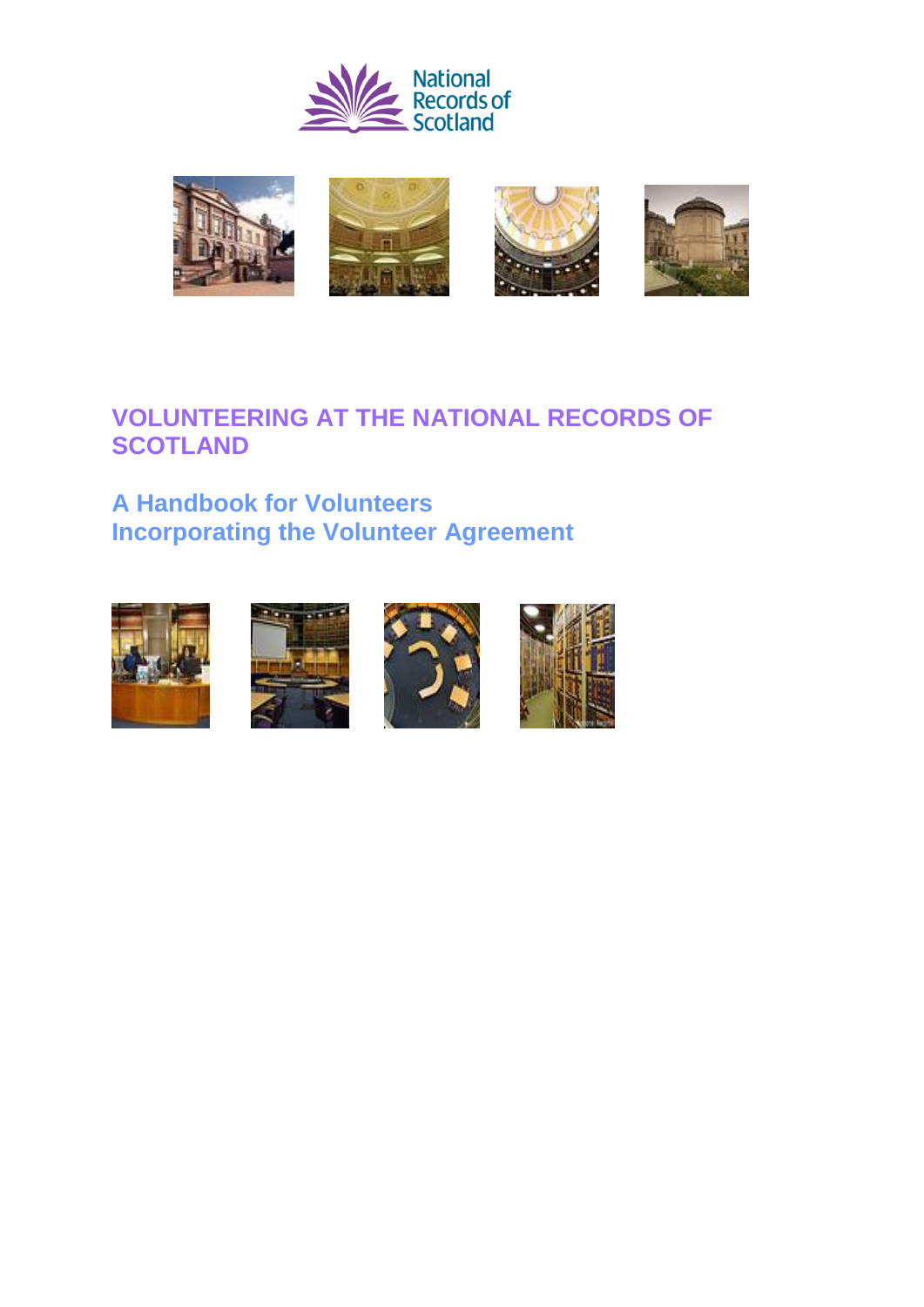National Records of Scotland

# VOLUNTEERING AT THE NATIONAL RECORDS OF SCOTLAND

## A Handbook for Volunteers
## Incorporating the Volunteer Agreement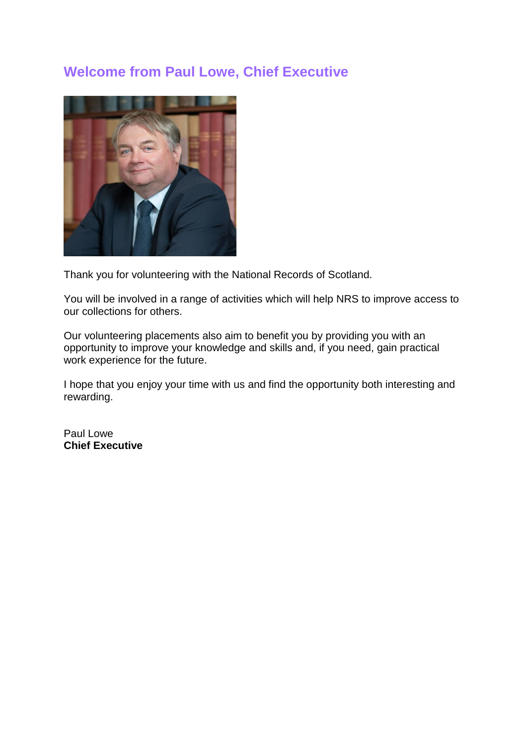## Welcome from Paul Lowe, Chief Executive

Thank you for volunteering with the National Records of Scotland.

You will be involved in a range of activities which will help NRS to improve access to our collections for others.

Our volunteering placements also aim to benefit you by providing you with an opportunity to improve your knowledge and skills and, if you need, gain practical work experience for the future.

I hope that you enjoy your time with us and find the opportunity both interesting and rewarding.

Paul Lowe
**Chief Executive**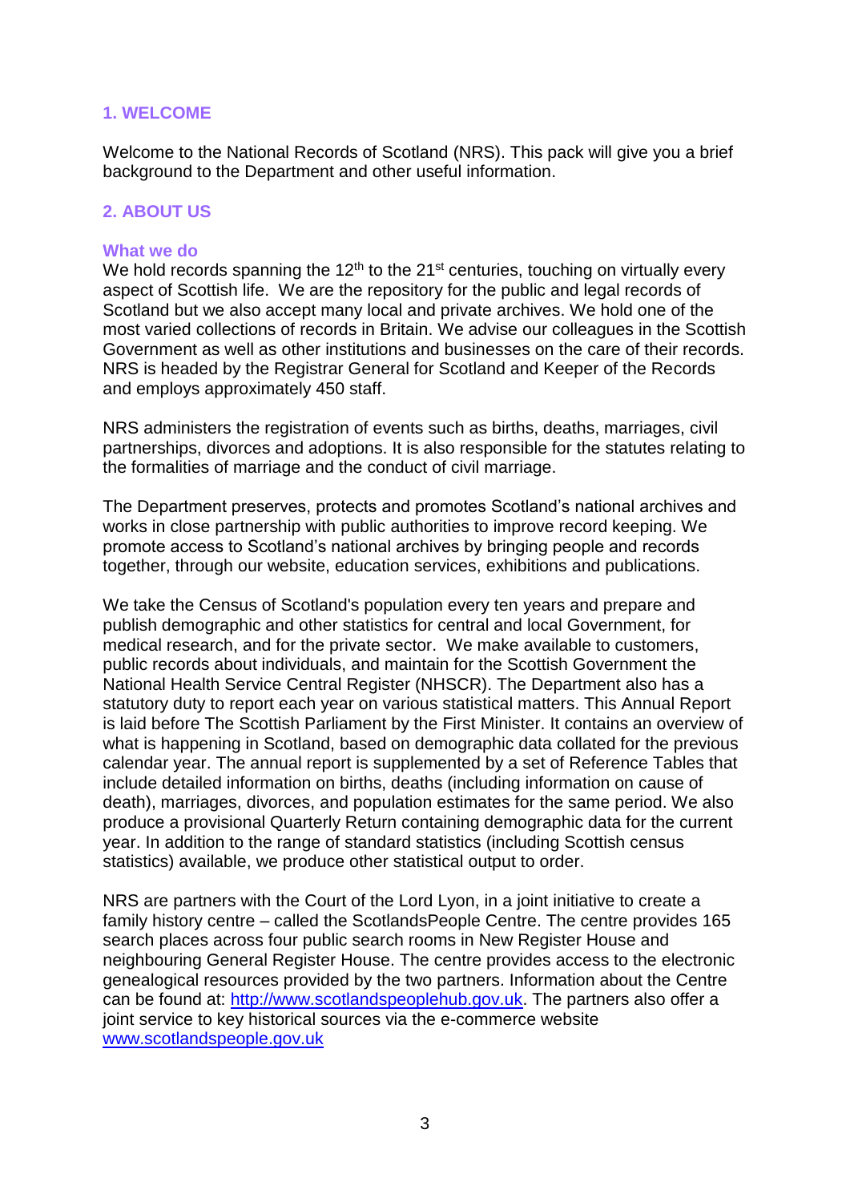## 1. WELCOME

Welcome to the National Records of Scotland (NRS). This pack will give you a brief background to the Department and other useful information.

## 2. ABOUT US

### What we do

We hold records spanning the 12th to the 21st centuries, touching on virtually every aspect of Scottish life. We are the repository for the public and legal records of Scotland but we also accept many local and private archives. We hold one of the most varied collections of records in Britain. We advise our colleagues in the Scottish Government as well as other institutions and businesses on the care of their records. NRS is headed by the Registrar General for Scotland and Keeper of the Records and employs approximately 450 staff.

NRS administers the registration of events such as births, deaths, marriages, civil partnerships, divorces and adoptions. It is also responsible for the statutes relating to the formalities of marriage and the conduct of civil marriage.

The Department preserves, protects and promotes Scotland's national archives and works in close partnership with public authorities to improve record keeping. We promote access to Scotland's national archives by bringing people and records together, through our website, education services, exhibitions and publications.

We take the Census of Scotland's population every ten years and prepare and publish demographic and other statistics for central and local Government, for medical research, and for the private sector. We make available to customers, public records about individuals, and maintain for the Scottish Government the National Health Service Central Register (NHSCR). The Department also has a statutory duty to report each year on various statistical matters. This Annual Report is laid before The Scottish Parliament by the First Minister. It contains an overview of what is happening in Scotland, based on demographic data collated for the previous calendar year. The annual report is supplemented by a set of Reference Tables that include detailed information on births, deaths (including information on cause of death), marriages, divorces, and population estimates for the same period. We also produce a provisional Quarterly Return containing demographic data for the current year. In addition to the range of standard statistics (including Scottish census statistics) available, we produce other statistical output to order.

NRS are partners with the Court of the Lord Lyon, in a joint initiative to create a family history centre – called the ScotlandsPeople Centre. The centre provides 165 search places across four public search rooms in New Register House and neighbouring General Register House. The centre provides access to the electronic genealogical resources provided by the two partners. Information about the Centre can be found at: [http://www.scotlandspeoplehub.gov.uk](http://www.scotlandspeoplehub.gov.uk). The partners also offer a joint service to key historical sources via the e-commerce website [www.scotlandspeople.gov.uk](www.scotlandspeople.gov.uk)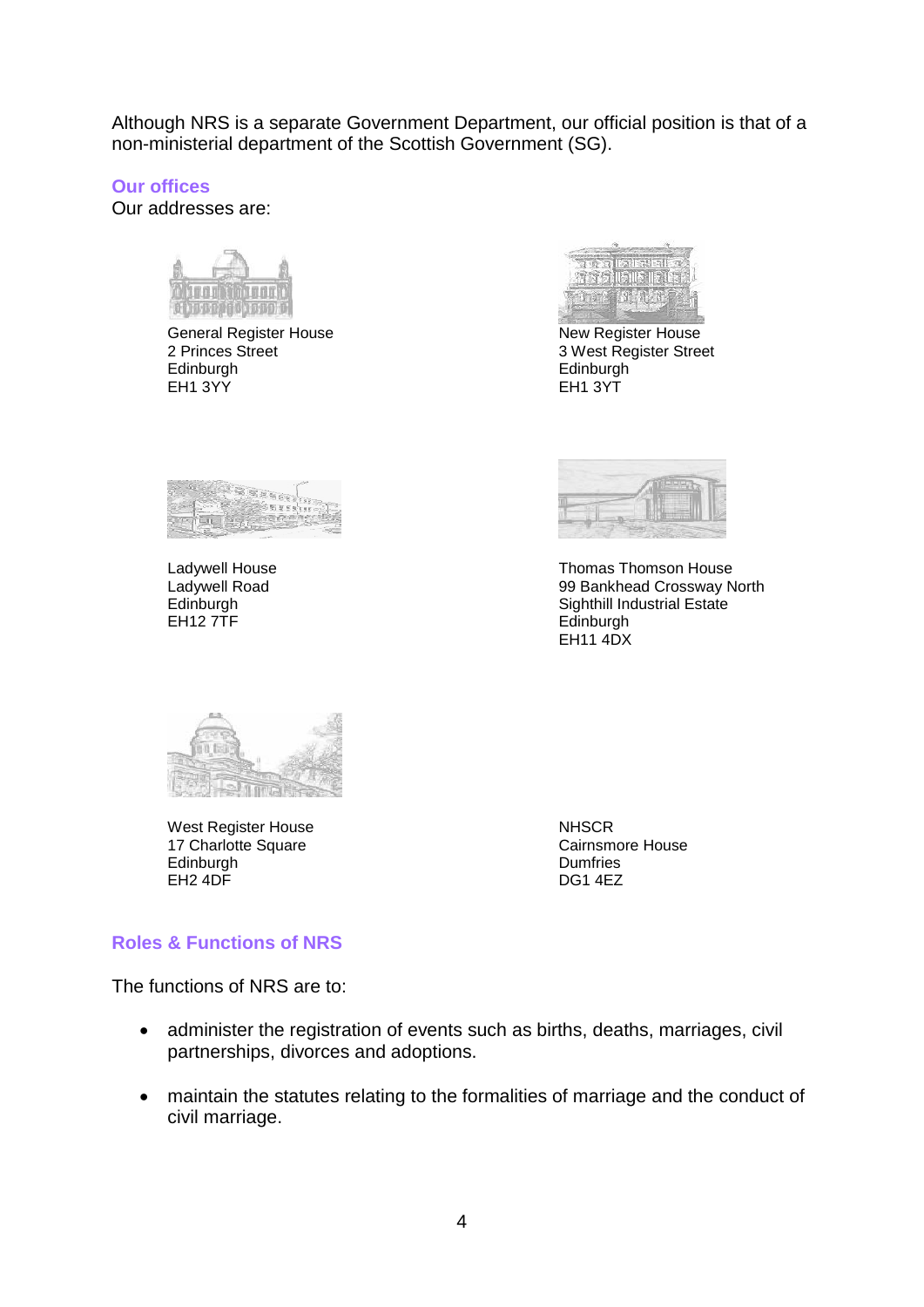Although NRS is a separate Government Department, our official position is that of a non-ministerial department of the Scottish Government (SG).

## Our offices

Our addresses are:

General Register House
2 Princes Street
Edinburgh
EH1 3YY

New Register House
3 West Register Street
Edinburgh
EH1 3YT

Ladywell House
Ladywell Road
Edinburgh
EH12 7TF

Thomas Thomson House
99 Bankhead Crossway North
Sighthill Industrial Estate
Edinburgh
EH11 4DX

West Register House
17 Charlotte Square
Edinburgh
EH2 4DF

NHSCR
Cairnsmore House
Dumfries
DG1 4EZ

## Roles & Functions of NRS

The functions of NRS are to:

- administer the registration of events such as births, deaths, marriages, civil partnerships, divorces and adoptions.
- maintain the statutes relating to the formalities of marriage and the conduct of civil marriage.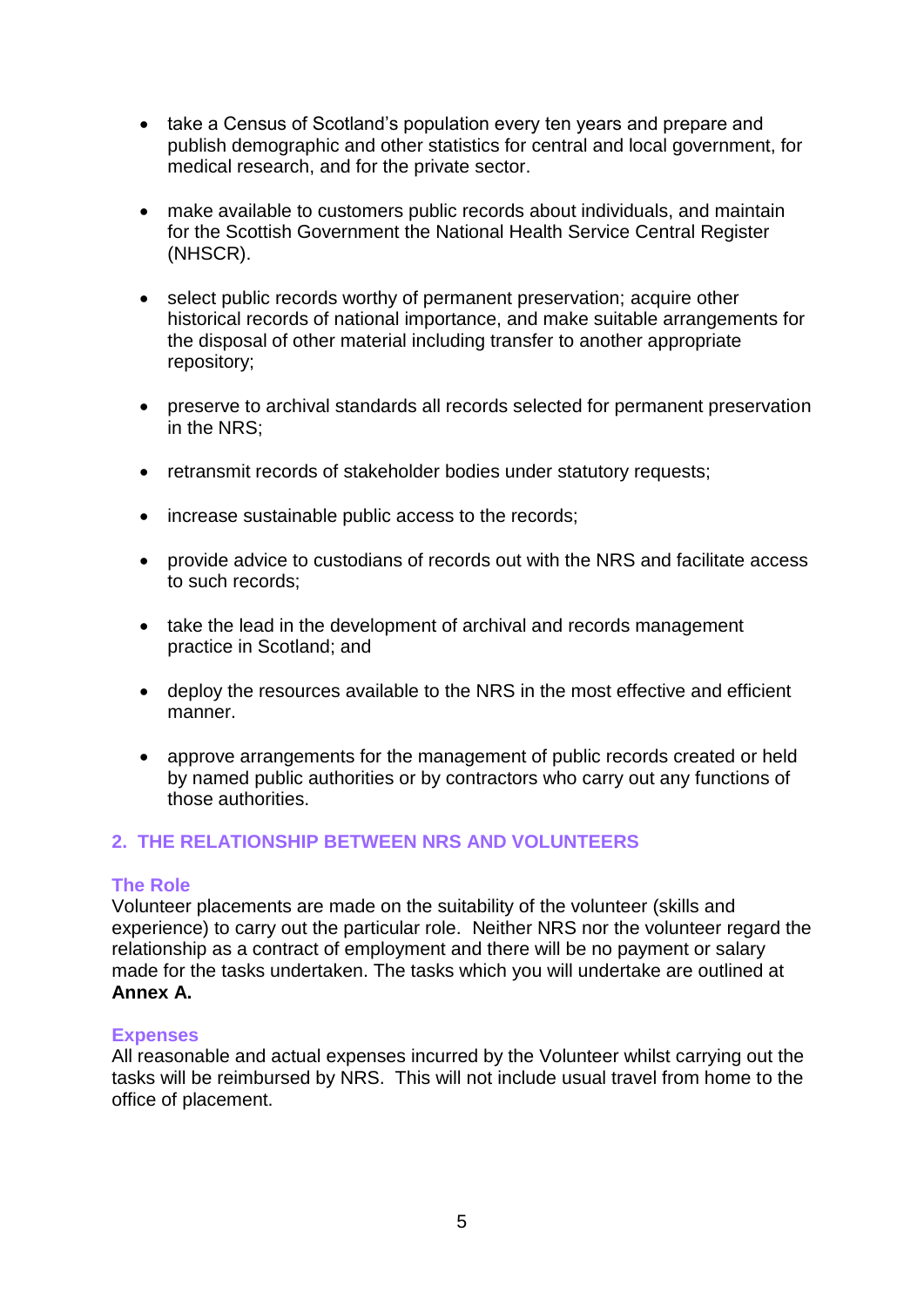- take a Census of Scotland's population every ten years and prepare and publish demographic and other statistics for central and local government, for medical research, and for the private sector.

- make available to customers public records about individuals, and maintain for the Scottish Government the National Health Service Central Register (NHSCR).

- select public records worthy of permanent preservation; acquire other historical records of national importance, and make suitable arrangements for the disposal of other material including transfer to another appropriate repository;

- preserve to archival standards all records selected for permanent preservation in the NRS;

- retransmit records of stakeholder bodies under statutory requests;

- increase sustainable public access to the records;

- provide advice to custodians of records out with the NRS and facilitate access to such records;

- take the lead in the development of archival and records management practice in Scotland; and

- deploy the resources available to the NRS in the most effective and efficient manner.

- approve arrangements for the management of public records created or held by named public authorities or by contractors who carry out any functions of those authorities.

## 2. THE RELATIONSHIP BETWEEN NRS AND VOLUNTEERS

### The Role

Volunteer placements are made on the suitability of the volunteer (skills and experience) to carry out the particular role. Neither NRS nor the volunteer regard the relationship as a contract of employment and there will be no payment or salary made for the tasks undertaken. The tasks which you will undertake are outlined at **Annex A.**

### Expenses

All reasonable and actual expenses incurred by the Volunteer whilst carrying out the tasks will be reimbursed by NRS. This will not include usual travel from home to the office of placement.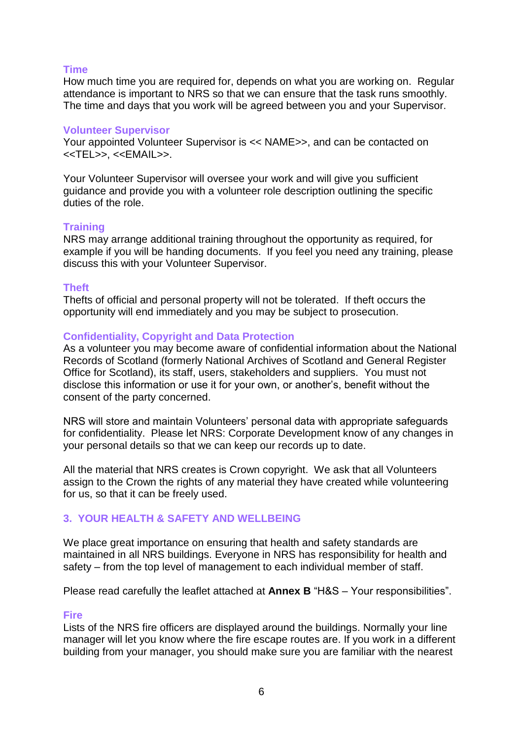### Time

How much time you are required for, depends on what you are working on.  Regular attendance is important to NRS so that we can ensure that the task runs smoothly.  The time and days that you work will be agreed between you and your Supervisor.

### Volunteer Supervisor

Your appointed Volunteer Supervisor is << NAME>>, and can be contacted on <<TEL>>, <<EMAIL>>.

Your Volunteer Supervisor will oversee your work and will give you sufficient guidance and provide you with a volunteer role description outlining the specific duties of the role.

### Training

NRS may arrange additional training throughout the opportunity as required, for example if you will be handing documents.  If you feel you need any training, please discuss this with your Volunteer Supervisor.

### Theft

Thefts of official and personal property will not be tolerated.  If theft occurs the opportunity will end immediately and you may be subject to prosecution.

### Confidentiality, Copyright and Data Protection

As a volunteer you may become aware of confidential information about the National Records of Scotland (formerly National Archives of Scotland and General Register Office for Scotland), its staff, users, stakeholders and suppliers.  You must not disclose this information or use it for your own, or another's, benefit without the consent of the party concerned.

NRS will store and maintain Volunteers' personal data with appropriate safeguards for confidentiality.  Please let NRS: Corporate Development know of any changes in your personal details so that we can keep our records up to date.

All the material that NRS creates is Crown copyright.  We ask that all Volunteers assign to the Crown the rights of any material they have created while volunteering for us, so that it can be freely used.

## 3.  YOUR HEALTH & SAFETY AND WELLBEING

We place great importance on ensuring that health and safety standards are maintained in all NRS buildings. Everyone in NRS has responsibility for health and safety – from the top level of management to each individual member of staff.

Please read carefully the leaflet attached at **Annex B** "H&S – Your responsibilities".

### Fire

Lists of the NRS fire officers are displayed around the buildings. Normally your line manager will let you know where the fire escape routes are. If you work in a different building from your manager, you should make sure you are familiar with the nearest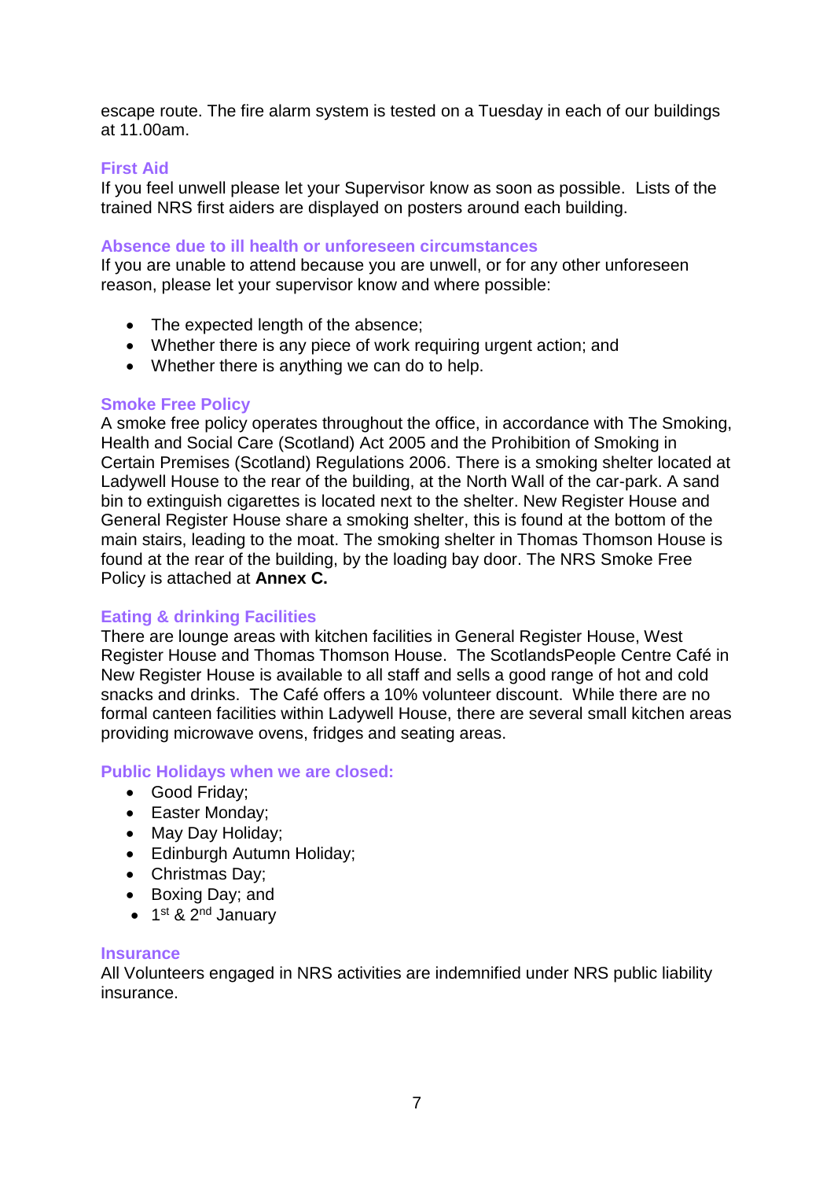escape route. The fire alarm system is tested on a Tuesday in each of our buildings at 11.00am.

### First Aid

If you feel unwell please let your Supervisor know as soon as possible. Lists of the trained NRS first aiders are displayed on posters around each building.

### Absence due to ill health or unforeseen circumstances

If you are unable to attend because you are unwell, or for any other unforeseen reason, please let your supervisor know and where possible:

- The expected length of the absence;
- Whether there is any piece of work requiring urgent action; and
- Whether there is anything we can do to help.

### Smoke Free Policy

A smoke free policy operates throughout the office, in accordance with The Smoking, Health and Social Care (Scotland) Act 2005 and the Prohibition of Smoking in Certain Premises (Scotland) Regulations 2006. There is a smoking shelter located at Ladywell House to the rear of the building, at the North Wall of the car-park. A sand bin to extinguish cigarettes is located next to the shelter. New Register House and General Register House share a smoking shelter, this is found at the bottom of the main stairs, leading to the moat. The smoking shelter in Thomas Thomson House is found at the rear of the building, by the loading bay door. The NRS Smoke Free Policy is attached at **Annex C.**

### Eating & drinking Facilities

There are lounge areas with kitchen facilities in General Register House, West Register House and Thomas Thomson House. The ScotlandsPeople Centre Café in New Register House is available to all staff and sells a good range of hot and cold snacks and drinks. The Café offers a 10% volunteer discount. While there are no formal canteen facilities within Ladywell House, there are several small kitchen areas providing microwave ovens, fridges and seating areas.

### Public Holidays when we are closed:

- Good Friday;
- Easter Monday;
- May Day Holiday;
- Edinburgh Autumn Holiday;
- Christmas Day;
- Boxing Day; and
- 1st & 2nd January

### Insurance

All Volunteers engaged in NRS activities are indemnified under NRS public liability insurance.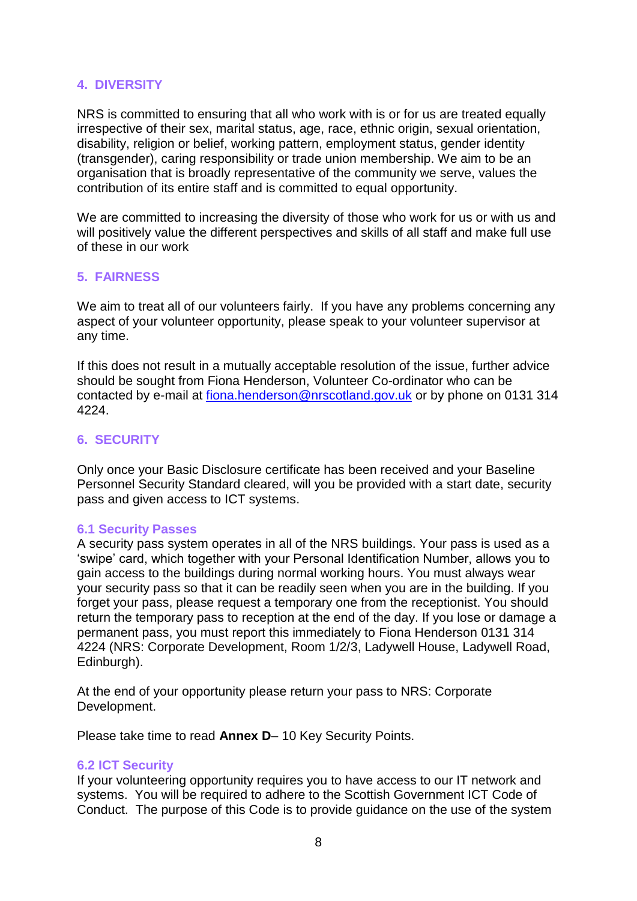## 4. DIVERSITY

NRS is committed to ensuring that all who work with is or for us are treated equally irrespective of their sex, marital status, age, race, ethnic origin, sexual orientation, disability, religion or belief, working pattern, employment status, gender identity (transgender), caring responsibility or trade union membership. We aim to be an organisation that is broadly representative of the community we serve, values the contribution of its entire staff and is committed to equal opportunity.

We are committed to increasing the diversity of those who work for us or with us and will positively value the different perspectives and skills of all staff and make full use of these in our work

## 5. FAIRNESS

We aim to treat all of our volunteers fairly. If you have any problems concerning any aspect of your volunteer opportunity, please speak to your volunteer supervisor at any time.

If this does not result in a mutually acceptable resolution of the issue, further advice should be sought from Fiona Henderson, Volunteer Co-ordinator who can be contacted by e-mail at fiona.henderson@nrscotland.gov.uk or by phone on 0131 314 4224.

## 6. SECURITY

Only once your Basic Disclosure certificate has been received and your Baseline Personnel Security Standard cleared, will you be provided with a start date, security pass and given access to ICT systems.

### 6.1 Security Passes

A security pass system operates in all of the NRS buildings. Your pass is used as a 'swipe' card, which together with your Personal Identification Number, allows you to gain access to the buildings during normal working hours. You must always wear your security pass so that it can be readily seen when you are in the building. If you forget your pass, please request a temporary one from the receptionist. You should return the temporary pass to reception at the end of the day. If you lose or damage a permanent pass, you must report this immediately to Fiona Henderson 0131 314 4224 (NRS: Corporate Development, Room 1/2/3, Ladywell House, Ladywell Road, Edinburgh).

At the end of your opportunity please return your pass to NRS: Corporate Development.

Please take time to read **Annex D**– 10 Key Security Points.

### 6.2 ICT Security

If your volunteering opportunity requires you to have access to our IT network and systems. You will be required to adhere to the Scottish Government ICT Code of Conduct. The purpose of this Code is to provide guidance on the use of the system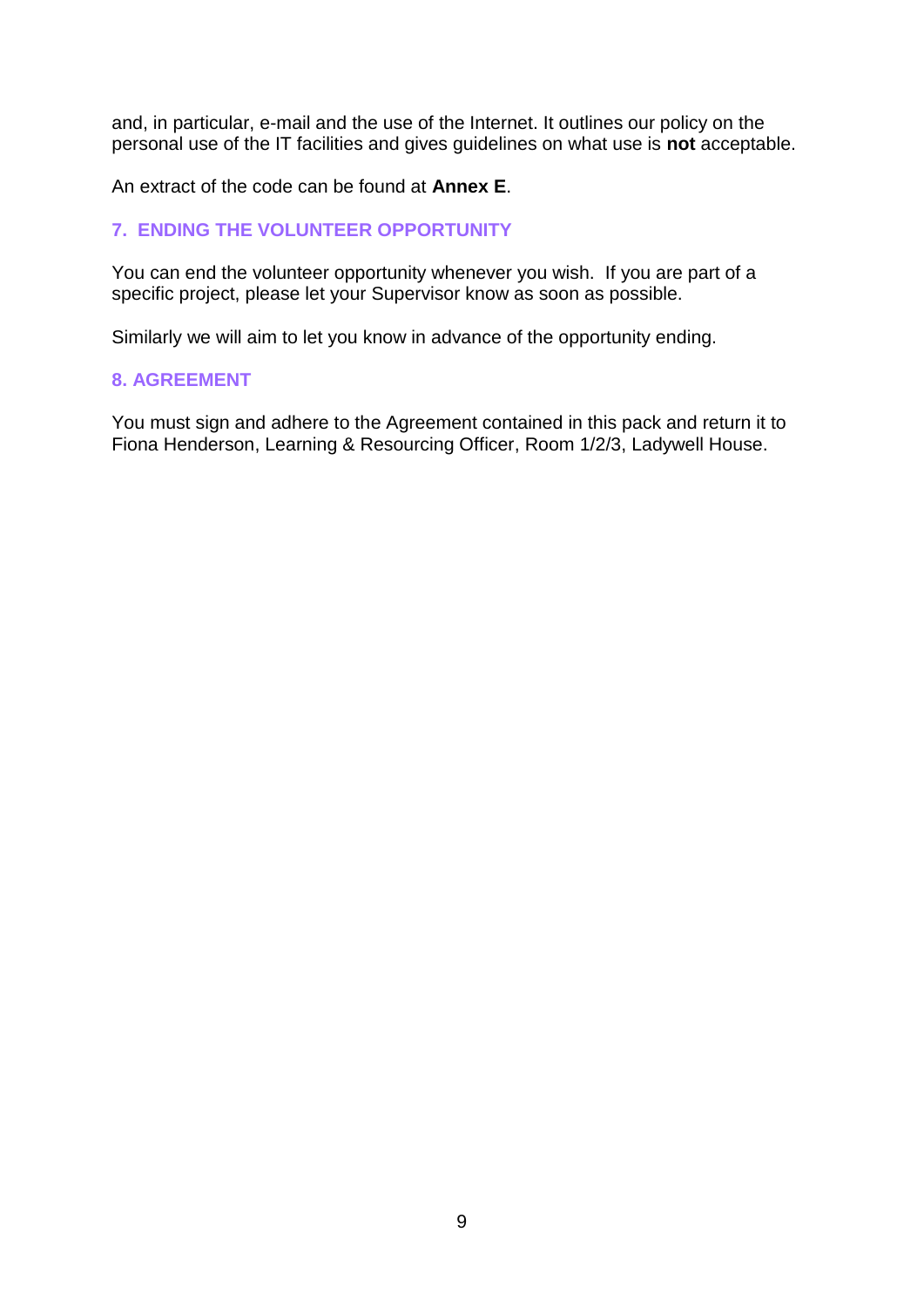and, in particular, e-mail and the use of the Internet. It outlines our policy on the personal use of the IT facilities and gives guidelines on what use is **not** acceptable.

An extract of the code can be found at **Annex E**.

## 7. ENDING THE VOLUNTEER OPPORTUNITY

You can end the volunteer opportunity whenever you wish. If you are part of a specific project, please let your Supervisor know as soon as possible.

Similarly we will aim to let you know in advance of the opportunity ending.

## 8. AGREEMENT

You must sign and adhere to the Agreement contained in this pack and return it to Fiona Henderson, Learning & Resourcing Officer, Room 1/2/3, Ladywell House.